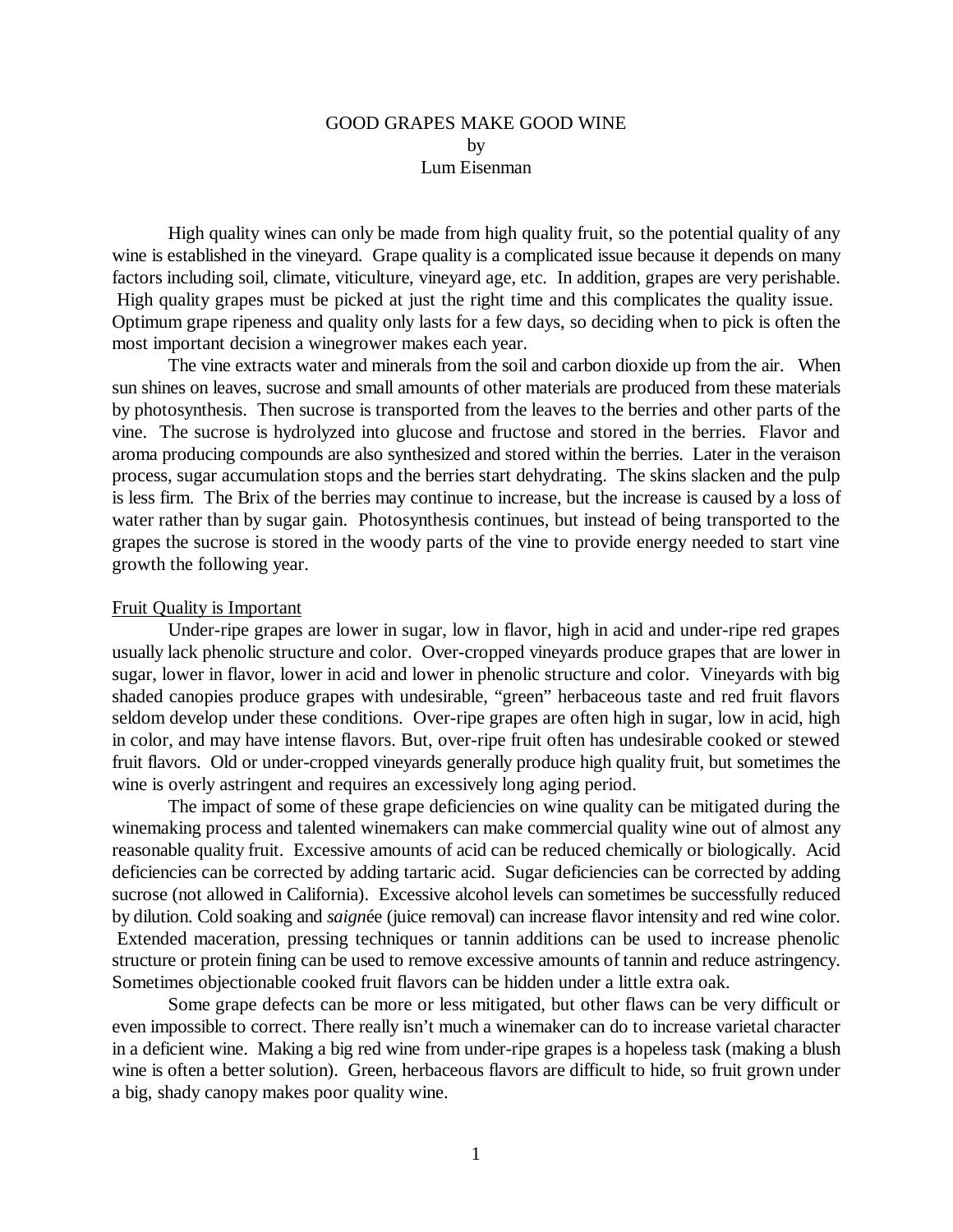# GOOD GRAPES MAKE GOOD WINE

by

Lum Eisenman

High quality wines can only be made from high quality fruit, so the potential quality of any wine is established in the vineyard. Grape quality is a complicated issue because it depends on many factors including soil, climate, viticulture, vineyard age, etc. In addition, grapes are very perishable. High quality grapes must be picked at just the right time and this complicates the quality issue. Optimum grape ripeness and quality only lasts for a few days, so deciding when to pick is often the most important decision a winegrower makes each year.

The vine extracts water and minerals from the soil and carbon dioxide up from the air. When sun shines on leaves, sucrose and small amounts of other materials are produced from these materials by photosynthesis. Then sucrose is transported from the leaves to the berries and other parts of the vine. The sucrose is hydrolyzed into glucose and fructose and stored in the berries. Flavor and aroma producing compounds are also synthesized and stored within the berries. Later in the veraison process, sugar accumulation stops and the berries start dehydrating. The skins slacken and the pulp is less firm. The Brix of the berries may continue to increase, but the increase is caused by a loss of water rather than by sugar gain. Photosynthesis continues, but instead of being transported to the grapes the sucrose is stored in the woody parts of the vine to provide energy needed to start vine growth the following year.

## Fruit Quality is Important

Under-ripe grapes are lower in sugar, low in flavor, high in acid and under-ripe red grapes usually lack phenolic structure and color. Over-cropped vineyards produce grapes that are lower in sugar, lower in flavor, lower in acid and lower in phenolic structure and color. Vineyards with big shaded canopies produce grapes with undesirable, "green" herbaceous taste and red fruit flavors seldom develop under these conditions. Over-ripe grapes are often high in sugar, low in acid, high in color, and may have intense flavors. But, over-ripe fruit often has undesirable cooked or stewed fruit flavors. Old or under-cropped vineyards generally produce high quality fruit, but sometimes the wine is overly astringent and requires an excessively long aging period.

The impact of some of these grape deficiencies on wine quality can be mitigated during the winemaking process and talented winemakers can make commercial quality wine out of almost any reasonable quality fruit. Excessive amounts of acid can be reduced chemically or biologically. Acid deficiencies can be corrected by adding tartaric acid. Sugar deficiencies can be corrected by adding sucrose (not allowed in California). Excessive alcohol levels can sometimes be successfully reduced by dilution. Cold soaking and *saignée* (juice removal) can increase flavor intensity and red wine color. Extended maceration, pressing techniques or tannin additions can be used to increase phenolic structure or protein fining can be used to remove excessive amounts of tannin and reduce astringency. Sometimes objectionable cooked fruit flavors can be hidden under a little extra oak.

Some grape defects can be more or less mitigated, but other flaws can be very difficult or even impossible to correct. There really isn't much a winemaker can do to increase varietal character in a deficient wine. Making a big red wine from under-ripe grapes is a hopeless task (making a blush wine is often a better solution). Green, herbaceous flavors are difficult to hide, so fruit grown under a big, shady canopy makes poor quality wine.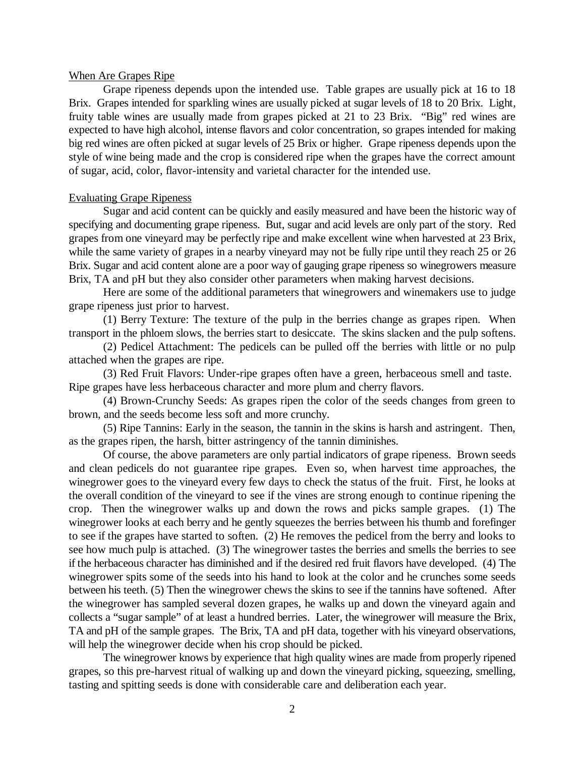## When Are Grapes Ripe

Grape ripeness depends upon the intended use. Table grapes are usually pick at 16 to 18 Brix. Grapes intended for sparkling wines are usually picked at sugar levels of 18 to 20 Brix. Light, fruity table wines are usually made from grapes picked at 21 to 23 Brix. "Big" red wines are expected to have high alcohol, intense flavors and color concentration, so grapes intended for making big red wines are often picked at sugar levels of 25 Brix or higher. Grape ripeness depends upon the style of wine being made and the crop is considered ripe when the grapes have the correct amount of sugar, acid, color, flavor-intensity and varietal character for the intended use.

## Evaluating Grape Ripeness

Sugar and acid content can be quickly and easily measured and have been the historic way of specifying and documenting grape ripeness. But, sugar and acid levels are only part of the story. Red grapes from one vineyard may be perfectly ripe and make excellent wine when harvested at 23 Brix, while the same variety of grapes in a nearby vineyard may not be fully ripe until they reach 25 or 26 Brix. Sugar and acid content alone are a poor way of gauging grape ripeness so winegrowers measure Brix, TA and pH but they also consider other parameters when making harvest decisions.

Here are some of the additional parameters that winegrowers and winemakers use to judge grape ripeness just prior to harvest.

(1) Berry Texture: The texture of the pulp in the berries change as grapes ripen. When transport in the phloem slows, the berries start to desiccate. The skins slacken and the pulp softens.

(2) Pedicel Attachment: The pedicels can be pulled off the berries with little or no pulp attached when the grapes are ripe.

(3) Red Fruit Flavors: Under-ripe grapes often have a green, herbaceous smell and taste. Ripe grapes have less herbaceous character and more plum and cherry flavors.

(4) Brown-Crunchy Seeds: As grapes ripen the color of the seeds changes from green to brown, and the seeds become less soft and more crunchy.

(5) Ripe Tannins: Early in the season, the tannin in the skins is harsh and astringent. Then, as the grapes ripen, the harsh, bitter astringency of the tannin diminishes.

Of course, the above parameters are only partial indicators of grape ripeness. Brown seeds and clean pedicels do not guarantee ripe grapes. Even so, when harvest time approaches, the winegrower goes to the vineyard every few days to check the status of the fruit. First, he looks at the overall condition of the vineyard to see if the vines are strong enough to continue ripening the crop. Then the winegrower walks up and down the rows and picks sample grapes. (1) The winegrower looks at each berry and he gently squeezes the berries between his thumb and forefinger to see if the grapes have started to soften. (2) He removes the pedicel from the berry and looks to see how much pulp is attached. (3) The winegrower tastes the berries and smells the berries to see if the herbaceous character has diminished and if the desired red fruit flavors have developed. (4) The winegrower spits some of the seeds into his hand to look at the color and he crunches some seeds between his teeth. (5) Then the winegrower chews the skins to see if the tannins have softened. After the winegrower has sampled several dozen grapes, he walks up and down the vineyard again and collects a "sugar sample" of at least a hundred berries. Later, the winegrower will measure the Brix, TA and pH of the sample grapes. The Brix, TA and pH data, together with his vineyard observations, will help the winegrower decide when his crop should be picked.

The winegrower knows by experience that high quality wines are made from properly ripened grapes, so this pre-harvest ritual of walking up and down the vineyard picking, squeezing, smelling, tasting and spitting seeds is done with considerable care and deliberation each year.